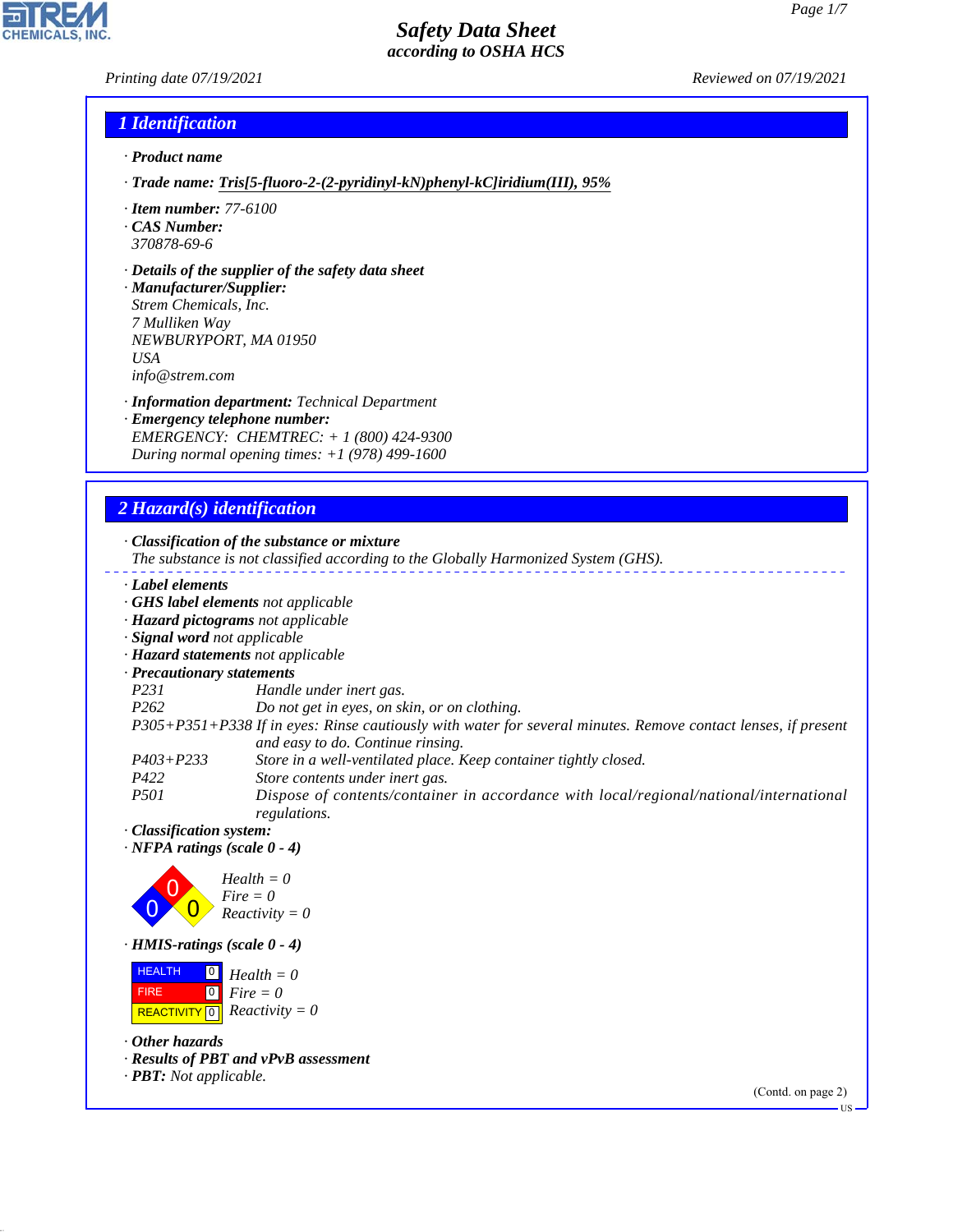# Safety Data Sheet
## according to OSHA HCS

Printing date 07/19/2021 Reviewed on 07/19/2021

## 1 Identification

· **Product name**

· **Trade name:** Tris[5-fluoro-2-(2-pyridinyl-kN)phenyl-kC]iridium(III), 95%

· **Item number:** 77-6100

· **CAS Number:**
370878-69-6

· **Details of the supplier of the safety data sheet**

· **Manufacturer/Supplier:**
Strem Chemicals, Inc.
7 Mulliken Way
NEWBURYPORT, MA 01950
USA
info@strem.com

· **Information department:** Technical Department

· **Emergency telephone number:**
EMERGENCY: CHEMTREC: + 1 (800) 424-9300
During normal opening times: +1 (978) 499-1600

## 2 Hazard(s) identification

· **Classification of the substance or mixture**
The substance is not classified according to the Globally Harmonized System (GHS).

· **Label elements**
· **GHS label elements** not applicable
· **Hazard pictograms** not applicable
· **Signal word** not applicable
· **Hazard statements** not applicable
· **Precautionary statements**

| | |
|---|---|
| P231 | Handle under inert gas. |
| P262 | Do not get in eyes, on skin, or on clothing. |
| P305+P351+P338 | If in eyes: Rinse cautiously with water for several minutes. Remove contact lenses, if present and easy to do. Continue rinsing. |
| P403+P233 | Store in a well-ventilated place. Keep container tightly closed. |
| P422 | Store contents under inert gas. |
| P501 | Dispose of contents/container in accordance with local/regional/national/international regulations. |

· **Classification system:**

· **NFPA ratings (scale 0 - 4)**

Health = 0
Fire = 0
Reactivity = 0

· **HMIS-ratings (scale 0 - 4)**

| | | |
|---|---|---|
| HEALTH | 0 | Health = 0 |
| FIRE | 0 | Fire = 0 |
| REACTIVITY | 0 | Reactivity = 0 |

· **Other hazards**
· **Results of PBT and vPvB assessment**
· **PBT:** Not applicable.

(Contd. on page 2)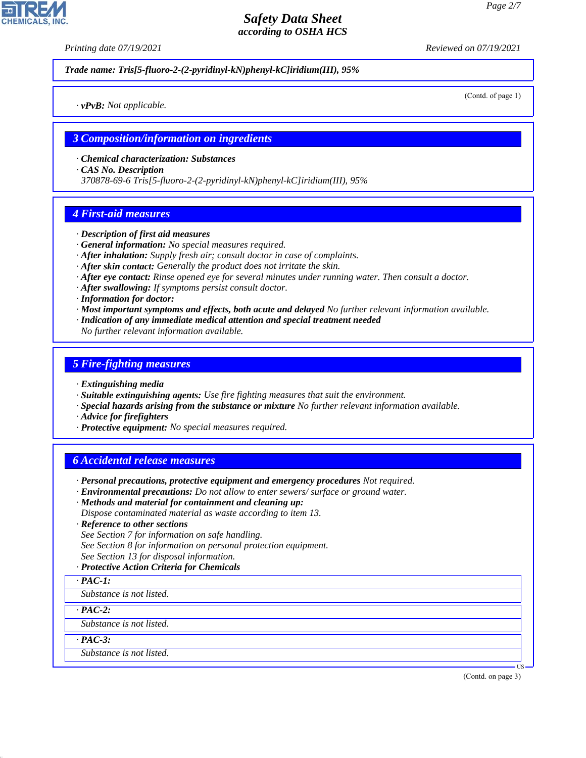*Trade name: Tris[5-fluoro-2-(2-pyridinyl-kN)phenyl-kC]iridium(III), 95%*

(Contd. of page 1)

· ***vPvB:*** *Not applicable.*

## 3 Composition/information on ingredients

· ***Chemical characterization: Substances***
· ***CAS No. Description***
*370878-69-6 Tris[5-fluoro-2-(2-pyridinyl-kN)phenyl-kC]iridium(III), 95%*

## 4 First-aid measures

· ***Description of first aid measures***
· ***General information:*** *No special measures required.*
· ***After inhalation:*** *Supply fresh air; consult doctor in case of complaints.*
· ***After skin contact:*** *Generally the product does not irritate the skin.*
· ***After eye contact:*** *Rinse opened eye for several minutes under running water. Then consult a doctor.*
· ***After swallowing:*** *If symptoms persist consult doctor.*
· ***Information for doctor:***
· ***Most important symptoms and effects, both acute and delayed*** *No further relevant information available.*
· ***Indication of any immediate medical attention and special treatment needed***
*No further relevant information available.*

## 5 Fire-fighting measures

· ***Extinguishing media***
· ***Suitable extinguishing agents:*** *Use fire fighting measures that suit the environment.*
· ***Special hazards arising from the substance or mixture*** *No further relevant information available.*
· ***Advice for firefighters***
· ***Protective equipment:*** *No special measures required.*

## 6 Accidental release measures

· ***Personal precautions, protective equipment and emergency procedures*** *Not required.*
· ***Environmental precautions:*** *Do not allow to enter sewers/ surface or ground water.*
· ***Methods and material for containment and cleaning up:***
*Dispose contaminated material as waste according to item 13.*
· ***Reference to other sections***
*See Section 7 for information on safe handling.*
*See Section 8 for information on personal protection equipment.*
*See Section 13 for disposal information.*
· ***Protective Action Criteria for Chemicals***

· ***PAC-1:***
*Substance is not listed.*

· ***PAC-2:***
*Substance is not listed.*

· ***PAC-3:***
*Substance is not listed.*

(Contd. on page 3)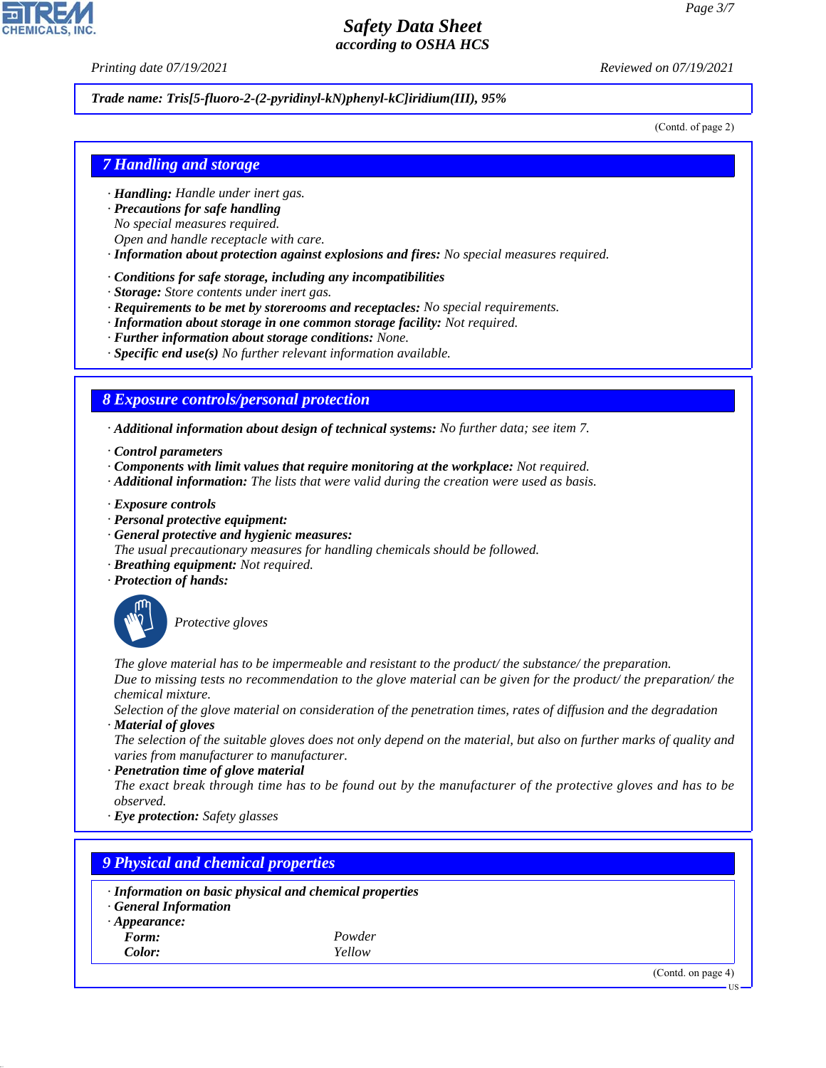**Trade name: Tris[5-fluoro-2-(2-pyridinyl-kN)phenyl-kC]iridium(III), 95%**

(Contd. of page 2)

## 7 Handling and storage

· **Handling:** Handle under inert gas.
· **Precautions for safe handling**
No special measures required.
Open and handle receptacle with care.
· **Information about protection against explosions and fires:** No special measures required.

· **Conditions for safe storage, including any incompatibilities**
· **Storage:** Store contents under inert gas.
· **Requirements to be met by storerooms and receptacles:** No special requirements.
· **Information about storage in one common storage facility:** Not required.
· **Further information about storage conditions:** None.
· **Specific end use(s)** No further relevant information available.

## 8 Exposure controls/personal protection

· **Additional information about design of technical systems:** No further data; see item 7.

· **Control parameters**
· **Components with limit values that require monitoring at the workplace:** Not required.
· **Additional information:** The lists that were valid during the creation were used as basis.

· **Exposure controls**
· **Personal protective equipment:**
· **General protective and hygienic measures:**
The usual precautionary measures for handling chemicals should be followed.
· **Breathing equipment:** Not required.
· **Protection of hands:**

Protective gloves

The glove material has to be impermeable and resistant to the product/ the substance/ the preparation.
Due to missing tests no recommendation to the glove material can be given for the product/ the preparation/ the chemical mixture.
Selection of the glove material on consideration of the penetration times, rates of diffusion and the degradation
· **Material of gloves**
The selection of the suitable gloves does not only depend on the material, but also on further marks of quality and varies from manufacturer to manufacturer.
· **Penetration time of glove material**
The exact break through time has to be found out by the manufacturer of the protective gloves and has to be observed.
· **Eye protection:** Safety glasses

## 9 Physical and chemical properties

· **Information on basic physical and chemical properties**
· **General Information**
· **Appearance:**

| | |
|---|---|
| **Form:** | Powder |
| **Color:** | Yellow |

(Contd. on page 4)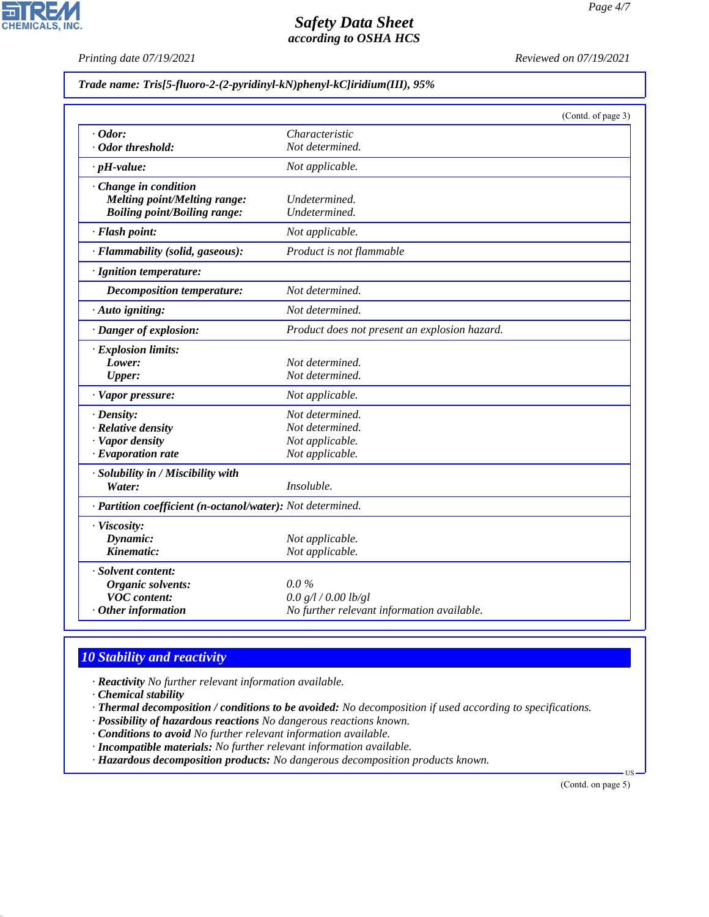Trade name: Tris[5-fluoro-2-(2-pyridinyl-kN)phenyl-kC]iridium(III), 95%

(Contd. of page 3)

| | |
|---|---|
| · **Odor:** | Characteristic |
| · **Odor threshold:** | Not determined. |
| · **pH-value:** | Not applicable. |
| · **Change in condition** | |
| **Melting point/Melting range:** | Undetermined. |
| **Boiling point/Boiling range:** | Undetermined. |
| · **Flash point:** | Not applicable. |
| · **Flammability (solid, gaseous):** | Product is not flammable |
| · **Ignition temperature:** | |
| **Decomposition temperature:** | Not determined. |
| · **Auto igniting:** | Not determined. |
| · **Danger of explosion:** | Product does not present an explosion hazard. |
| · **Explosion limits:** | |
| **Lower:** | Not determined. |
| **Upper:** | Not determined. |
| · **Vapor pressure:** | Not applicable. |
| · **Density:** | Not determined. |
| · **Relative density** | Not determined. |
| · **Vapor density** | Not applicable. |
| · **Evaporation rate** | Not applicable. |
| · **Solubility in / Miscibility with** | |
| **Water:** | Insoluble. |
| · **Partition coefficient (n-octanol/water):** | Not determined. |
| · **Viscosity:** | |
| **Dynamic:** | Not applicable. |
| **Kinematic:** | Not applicable. |
| · **Solvent content:** | |
| **Organic solvents:** | 0.0 % |
| **VOC content:** | 0.0 g/l / 0.00 lb/gl |
| · **Other information** | No further relevant information available. |

## 10 Stability and reactivity

· **Reactivity** No further relevant information available.
· **Chemical stability**
· **Thermal decomposition / conditions to be avoided:** No decomposition if used according to specifications.
· **Possibility of hazardous reactions** No dangerous reactions known.
· **Conditions to avoid** No further relevant information available.
· **Incompatible materials:** No further relevant information available.
· **Hazardous decomposition products:** No dangerous decomposition products known.

(Contd. on page 5)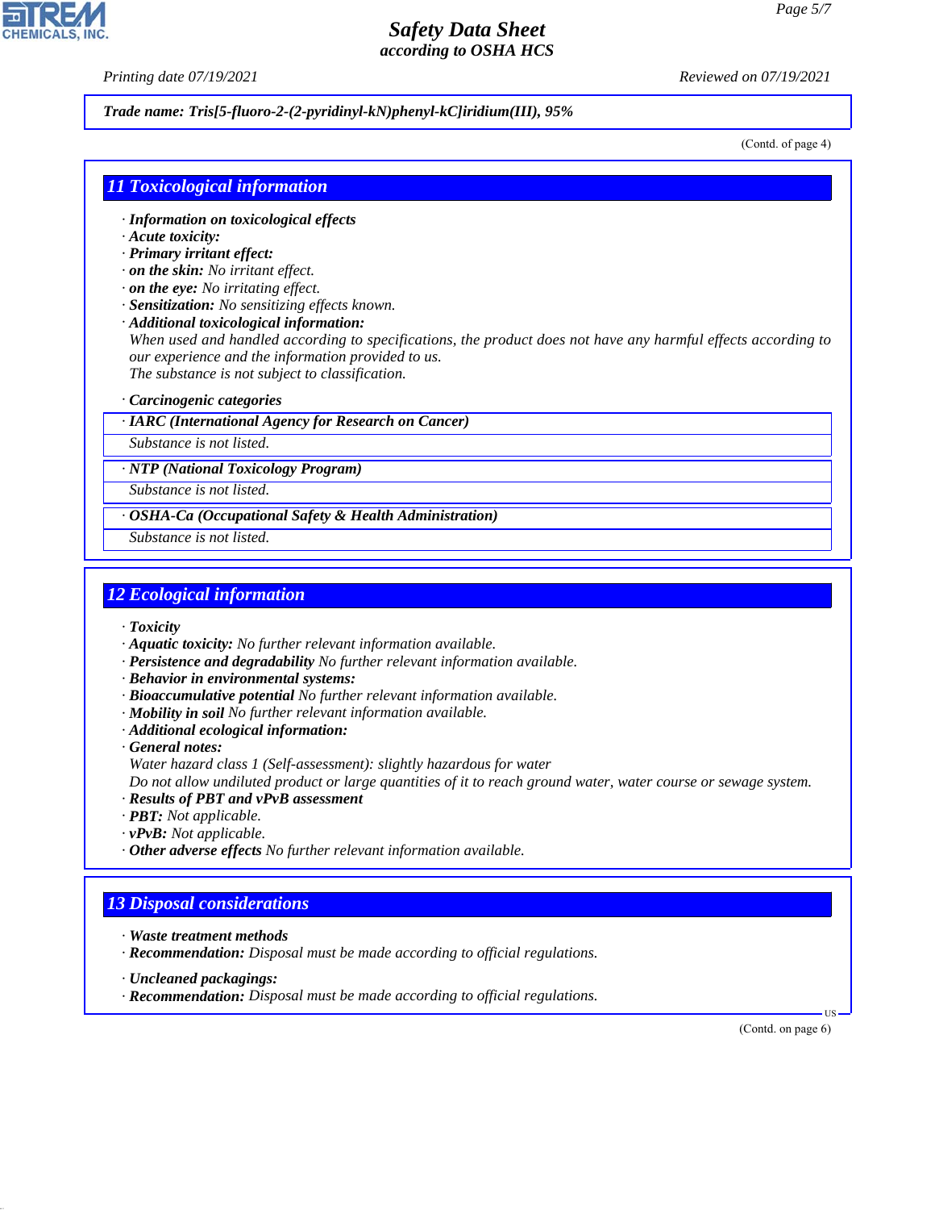Trade name: Tris[5-fluoro-2-(2-pyridinyl-kN)phenyl-kC]iridium(III), 95%

(Contd. of page 4)

## 11 Toxicological information

- **Information on toxicological effects**
- **Acute toxicity:**
- **Primary irritant effect:**
- **on the skin:** No irritant effect.
- **on the eye:** No irritating effect.
- **Sensitization:** No sensitizing effects known.
- **Additional toxicological information:**
  When used and handled according to specifications, the product does not have any harmful effects according to our experience and the information provided to us.
  The substance is not subject to classification.

- **Carcinogenic categories**

| · IARC (International Agency for Research on Cancer) |
|---|
| Substance is not listed. |

| · NTP (National Toxicology Program) |
|---|
| Substance is not listed. |

| · OSHA-Ca (Occupational Safety & Health Administration) |
|---|
| Substance is not listed. |

## 12 Ecological information

- **Toxicity**
- **Aquatic toxicity:** No further relevant information available.
- **Persistence and degradability** No further relevant information available.
- **Behavior in environmental systems:**
- **Bioaccumulative potential** No further relevant information available.
- **Mobility in soil** No further relevant information available.
- **Additional ecological information:**
- **General notes:**
  Water hazard class 1 (Self-assessment): slightly hazardous for water
  Do not allow undiluted product or large quantities of it to reach ground water, water course or sewage system.
- **Results of PBT and vPvB assessment**
- **PBT:** Not applicable.
- **vPvB:** Not applicable.
- **Other adverse effects** No further relevant information available.

## 13 Disposal considerations

- **Waste treatment methods**
- **Recommendation:** Disposal must be made according to official regulations.

- **Uncleaned packagings:**
- **Recommendation:** Disposal must be made according to official regulations.

(Contd. on page 6)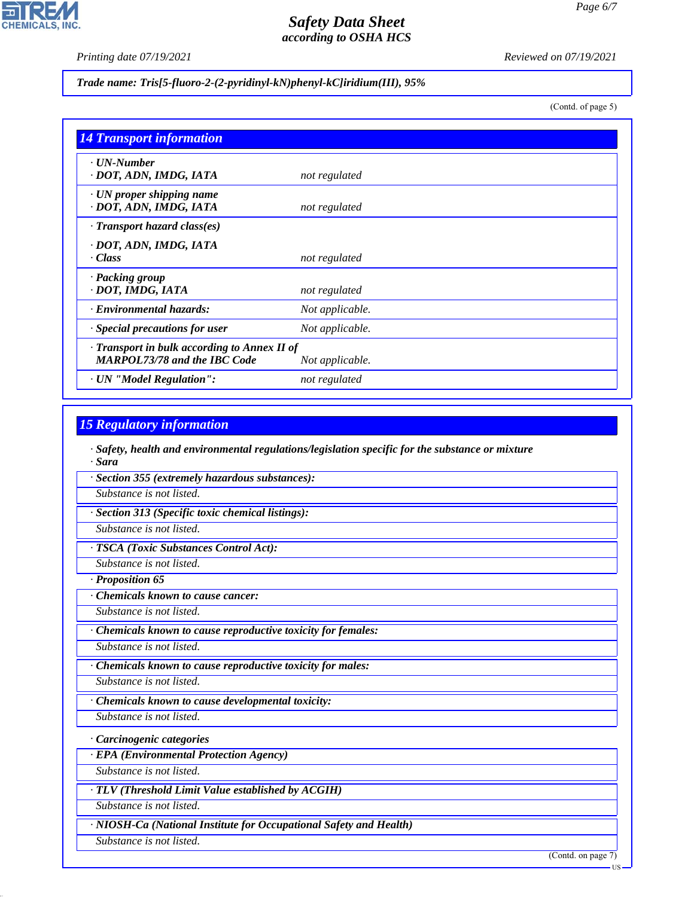**Trade name: Tris[5-fluoro-2-(2-pyridinyl-kN)phenyl-kC]iridium(III), 95%**

(Contd. of page 5)

## 14 Transport information

| | |
|---|---|
| · **UN-Number** · **DOT, ADN, IMDG, IATA** | not regulated |
| · **UN proper shipping name** · **DOT, ADN, IMDG, IATA** | not regulated |
| · **Transport hazard class(es)** · **DOT, ADN, IMDG, IATA** · **Class** | not regulated |
| · **Packing group** · **DOT, IMDG, IATA** | not regulated |
| · **Environmental hazards:** | Not applicable. |
| · **Special precautions for user** | Not applicable. |
| · **Transport in bulk according to Annex II of MARPOL73/78 and the IBC Code** | Not applicable. |
| · **UN "Model Regulation":** | not regulated |

## 15 Regulatory information

· **Safety, health and environmental regulations/legislation specific for the substance or mixture**

· **Sara**

· **Section 355 (extremely hazardous substances):**

Substance is not listed.

· **Section 313 (Specific toxic chemical listings):**

Substance is not listed.

· **TSCA (Toxic Substances Control Act):**

Substance is not listed.

· **Proposition 65**

· **Chemicals known to cause cancer:**

Substance is not listed.

· **Chemicals known to cause reproductive toxicity for females:**

Substance is not listed.

· **Chemicals known to cause reproductive toxicity for males:**

Substance is not listed.

· **Chemicals known to cause developmental toxicity:**

Substance is not listed.

· **Carcinogenic categories**

· **EPA (Environmental Protection Agency)**

Substance is not listed.

· **TLV (Threshold Limit Value established by ACGIH)**

Substance is not listed.

· **NIOSH-Ca (National Institute for Occupational Safety and Health)**

Substance is not listed.

(Contd. on page 7)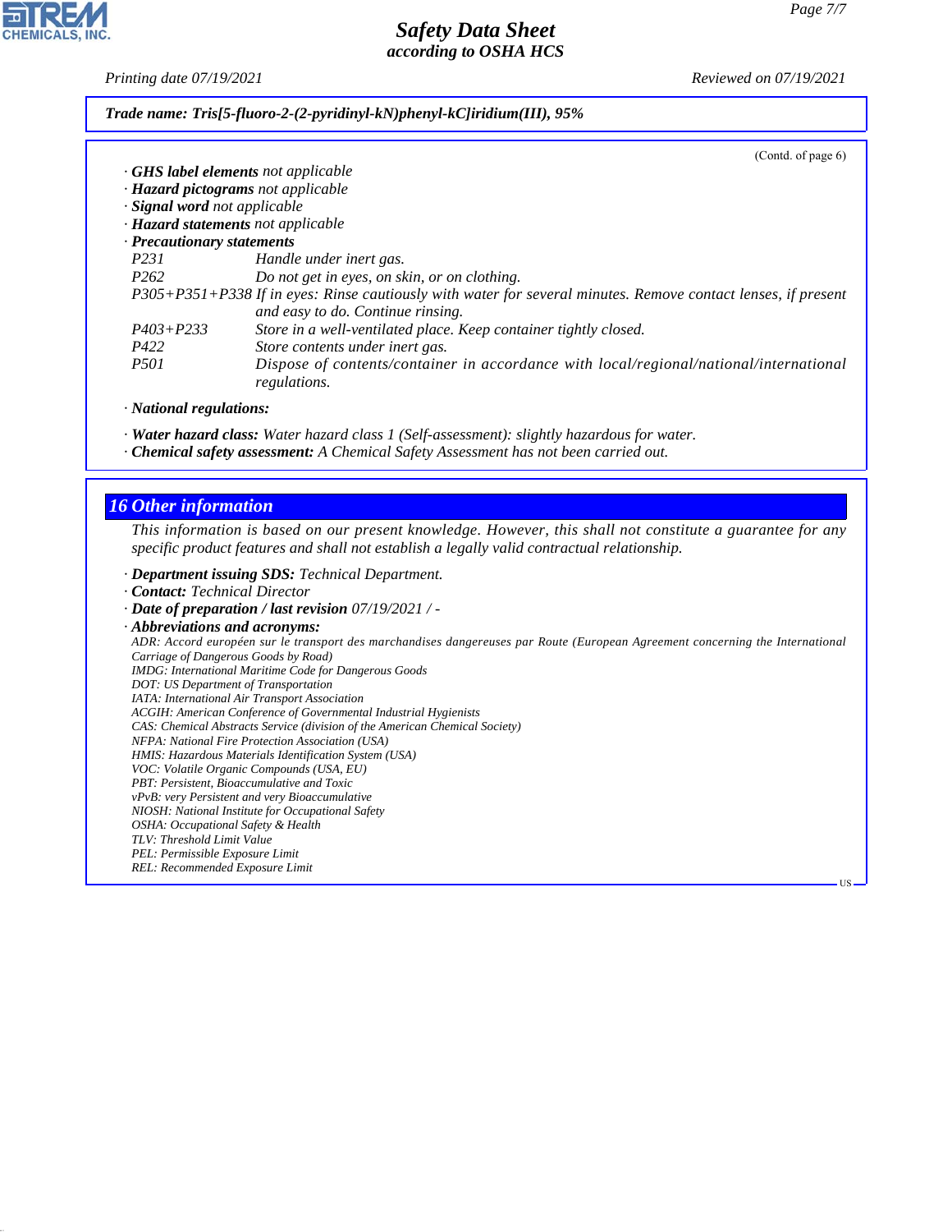**Trade name: Tris[5-fluoro-2-(2-pyridinyl-kN)phenyl-kC]iridium(III), 95%**

(Contd. of page 6)

· **GHS label elements** not applicable
· **Hazard pictograms** not applicable
· **Signal word** not applicable
· **Hazard statements** not applicable
· **Precautionary statements**

| | |
|---|---|
| P231 | Handle under inert gas. |
| P262 | Do not get in eyes, on skin, or on clothing. |
| P305+P351+P338 | If in eyes: Rinse cautiously with water for several minutes. Remove contact lenses, if present and easy to do. Continue rinsing. |
| P403+P233 | Store in a well-ventilated place. Keep container tightly closed. |
| P422 | Store contents under inert gas. |
| P501 | Dispose of contents/container in accordance with local/regional/national/international regulations. |

· **National regulations:**

· **Water hazard class:** Water hazard class 1 (Self-assessment): slightly hazardous for water.
· **Chemical safety assessment:** A Chemical Safety Assessment has not been carried out.

## 16 Other information

This information is based on our present knowledge. However, this shall not constitute a guarantee for any specific product features and shall not establish a legally valid contractual relationship.

· **Department issuing SDS:** Technical Department.
· **Contact:** Technical Director
· **Date of preparation / last revision** 07/19/2021 / -
· **Abbreviations and acronyms:**

ADR: Accord européen sur le transport des marchandises dangereuses par Route (European Agreement concerning the International Carriage of Dangerous Goods by Road)
IMDG: International Maritime Code for Dangerous Goods
DOT: US Department of Transportation
IATA: International Air Transport Association
ACGIH: American Conference of Governmental Industrial Hygienists
CAS: Chemical Abstracts Service (division of the American Chemical Society)
NFPA: National Fire Protection Association (USA)
HMIS: Hazardous Materials Identification System (USA)
VOC: Volatile Organic Compounds (USA, EU)
PBT: Persistent, Bioaccumulative and Toxic
vPvB: very Persistent and very Bioaccumulative
NIOSH: National Institute for Occupational Safety
OSHA: Occupational Safety & Health
TLV: Threshold Limit Value
PEL: Permissible Exposure Limit
REL: Recommended Exposure Limit